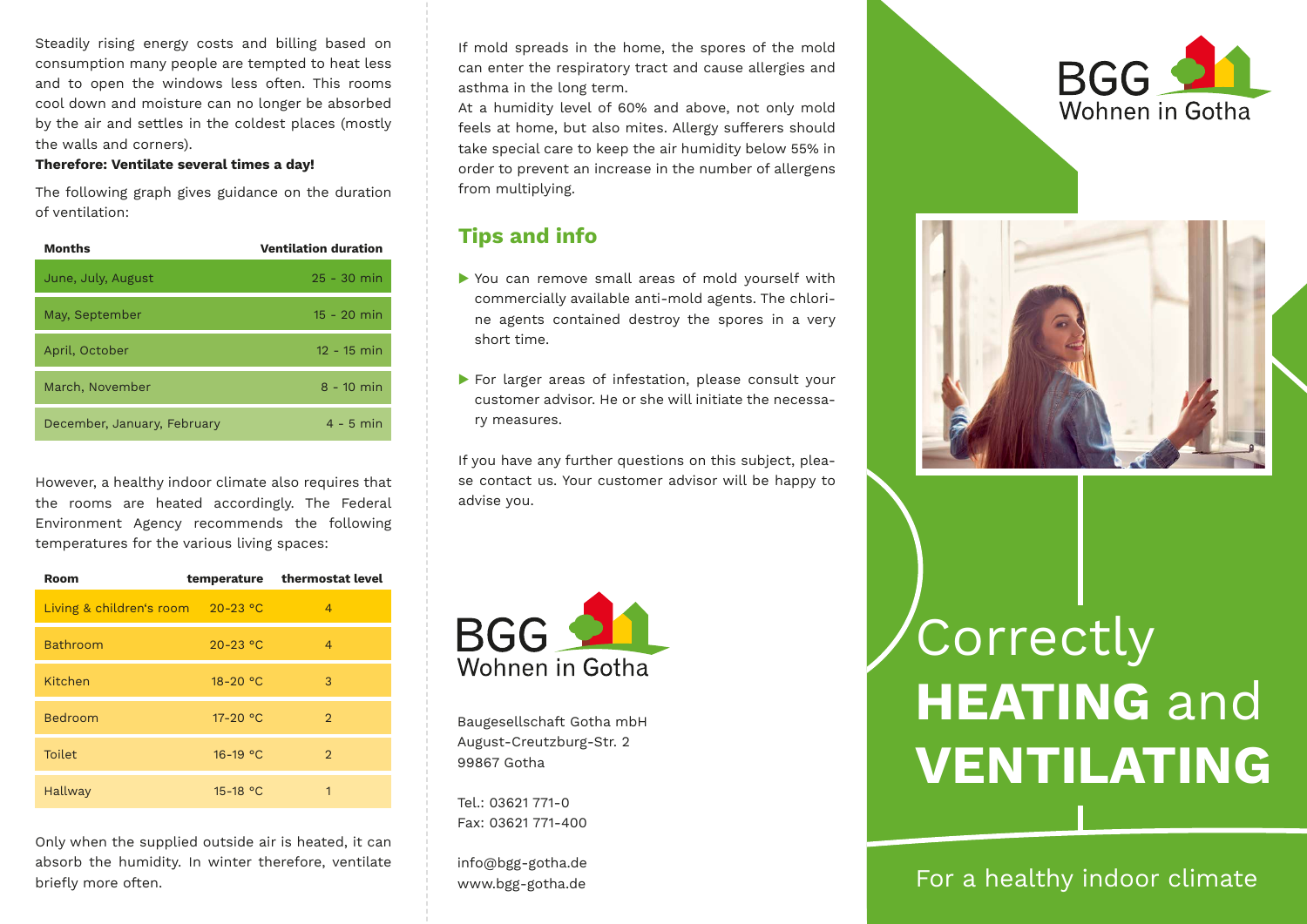Steadily rising energy costs and billing based on consumption many people are tempted to heat less and to open the windows less often. This rooms cool down and moisture can no longer be absorbed by the air and settles in the coldest places (mostly the walls and corners).

**Therefore: Ventilate several times a day!**

The following graph gives guidance on the duration of ventilation:

| Months | Ventilation duration |
|---|---|
| June, July, August | 25 - 30 min |
| May, September | 15 - 20 min |
| April, October | 12 - 15 min |
| March, November | 8 - 10 min |
| December, January, February | 4 - 5 min |

However, a healthy indoor climate also requires that the rooms are heated accordingly. The Federal Environment Agency recommends the following temperatures for the various living spaces:

| Room | temperature | thermostat level |
|---|---|---|
| Living & children's room | 20-23 °C | 4 |
| Bathroom | 20-23 °C | 4 |
| Kitchen | 18-20 °C | 3 |
| Bedroom | 17-20 °C | 2 |
| Toilet | 16-19 °C | 2 |
| Hallway | 15-18 °C | 1 |

Only when the supplied outside air is heated, it can absorb the humidity. In winter therefore, ventilate briefly more often.

If mold spreads in the home, the spores of the mold can enter the respiratory tract and cause allergies and asthma in the long term.

At a humidity level of 60% and above, not only mold feels at home, but also mites. Allergy sufferers should take special care to keep the air humidity below 55% in order to prevent an increase in the number of allergens from multiplying.

## Tips and info

- You can remove small areas of mold yourself with commercially available anti-mold agents. The chlorine agents contained destroy the spores in a very short time.
- For larger areas of infestation, please consult your customer advisor. He or she will initiate the necessary measures.

If you have any further questions on this subject, please contact us. Your customer advisor will be happy to advise you.

BGG Wohnen in Gotha

Baugesellschaft Gotha mbH
August-Creutzburg-Str. 2
99867 Gotha

Tel.: 03621 771-0
Fax: 03621 771-400

info@bgg-gotha.de
www.bgg-gotha.de

BGG Wohnen in Gotha

# Correctly **HEATING** and **VENTILATING**

For a healthy indoor climate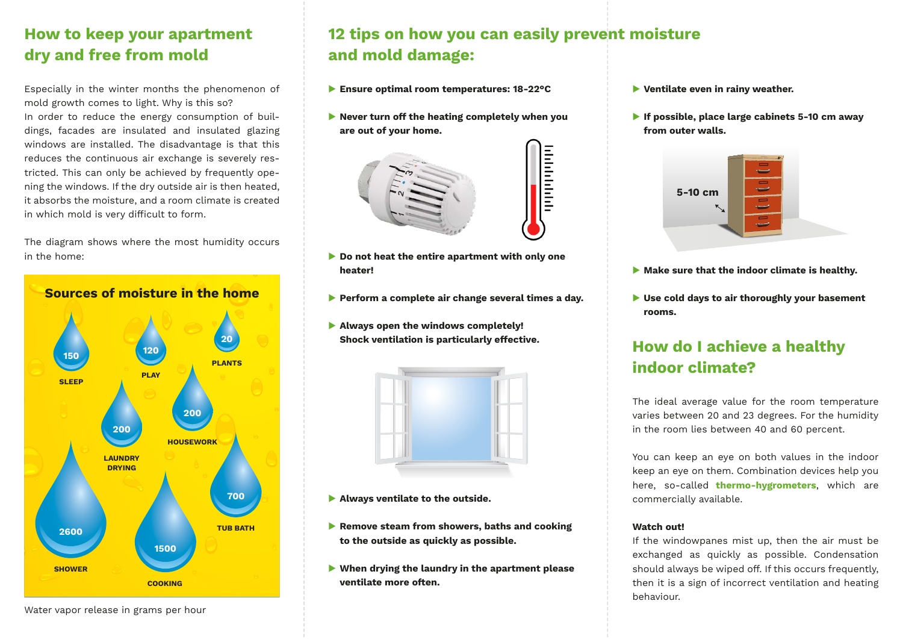## How to keep your apartment dry and free from mold

Especially in the winter months the phenomenon of mold growth comes to light. Why is this so?
In order to reduce the energy consumption of buildings, facades are insulated and insulated glazing windows are installed. The disadvantage is that this reduces the continuous air exchange is severely restricted. This can only be achieved by frequently opening the windows. If the dry outside air is then heated, it absorbs the moisture, and a room climate is created in which mold is very difficult to form.

The diagram shows where the most humidity occurs in the home:

**Sources of moisture in the home**

150
SLEEP

120
PLAY

20
PLANTS

200
LAUNDRY DRYING

200
HOUSEWORK

700
TUB BATH

2600
SHOWER

1500
COOKING

Water vapor release in grams per hour

## 12 tips on how you can easily prevent moisture and mold damage:

- **Ensure optimal room temperatures: 18-22°C**
- **Never turn off the heating completely when you are out of your home.**
- **Do not heat the entire apartment with only one heater!**
- **Perform a complete air change several times a day.**
- **Always open the windows completely! Shock ventilation is particularly effective.**
- **Always ventilate to the outside.**
- **Remove steam from showers, baths and cooking to the outside as quickly as possible.**
- **When drying the laundry in the apartment please ventilate more often.**
- **Ventilate even in rainy weather.**
- **If possible, place large cabinets 5-10 cm away from outer walls.**

5-10 cm

- **Make sure that the indoor climate is healthy.**
- **Use cold days to air thoroughly your basement rooms.**

## How do I achieve a healthy indoor climate?

The ideal average value for the room temperature varies between 20 and 23 degrees. For the humidity in the room lies between 40 and 60 percent.

You can keep an eye on both values in the indoor keep an eye on them. Combination devices help you here, so-called **thermo-hygrometers**, which are commercially available.

**Watch out!**
If the windowpanes mist up, then the air must be exchanged as quickly as possible. Condensation should always be wiped off. If this occurs frequently, then it is a sign of incorrect ventilation and heating behaviour.